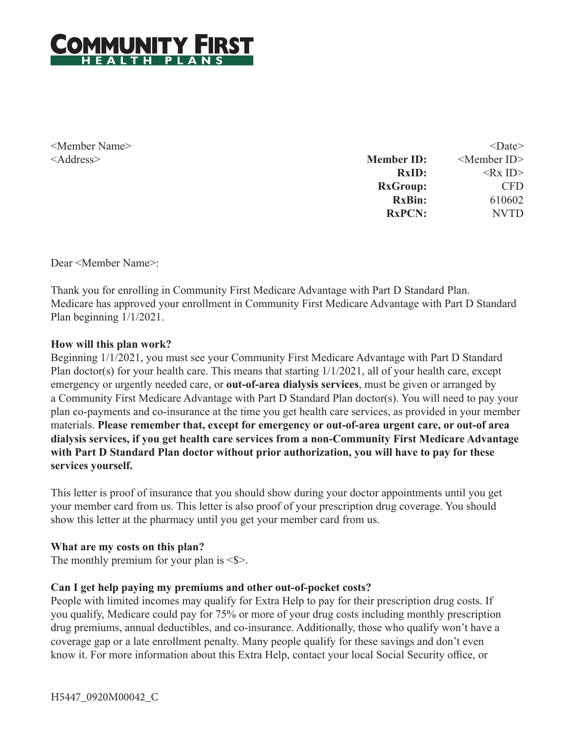**COMMUNITY FIRST**
**HEALTH PLANS**

<Member Name>
<Address>

<Date>

| | |
|---|---|
| **Member ID:** | <Member ID> |
| **RxID:** | <Rx ID> |
| **RxGroup:** | CFD |
| **RxBin:** | 610602 |
| **RxPCN:** | NVTD |

Dear <Member Name>:

Thank you for enrolling in Community First Medicare Advantage with Part D Standard Plan. Medicare has approved your enrollment in Community First Medicare Advantage with Part D Standard Plan beginning 1/1/2021.

**How will this plan work?**

Beginning 1/1/2021, you must see your Community First Medicare Advantage with Part D Standard Plan doctor(s) for your health care. This means that starting 1/1/2021, all of your health care, except emergency or urgently needed care, or **out-of-area dialysis services**, must be given or arranged by a Community First Medicare Advantage with Part D Standard Plan doctor(s). You will need to pay your plan co-payments and co-insurance at the time you get health care services, as provided in your member materials. **Please remember that, except for emergency or out-of-area urgent care, or out-of area dialysis services, if you get health care services from a non-Community First Medicare Advantage with Part D Standard Plan doctor without prior authorization, you will have to pay for these services yourself.**

This letter is proof of insurance that you should show during your doctor appointments until you get your member card from us. This letter is also proof of your prescription drug coverage. You should show this letter at the pharmacy until you get your member card from us.

**What are my costs on this plan?**

The monthly premium for your plan is <$>.

**Can I get help paying my premiums and other out-of-pocket costs?**

People with limited incomes may qualify for Extra Help to pay for their prescription drug costs. If you qualify, Medicare could pay for 75% or more of your drug costs including monthly prescription drug premiums, annual deductibles, and co-insurance. Additionally, those who qualify won't have a coverage gap or a late enrollment penalty. Many people qualify for these savings and don't even know it. For more information about this Extra Help, contact your local Social Security office, or

H5447_0920M00042_C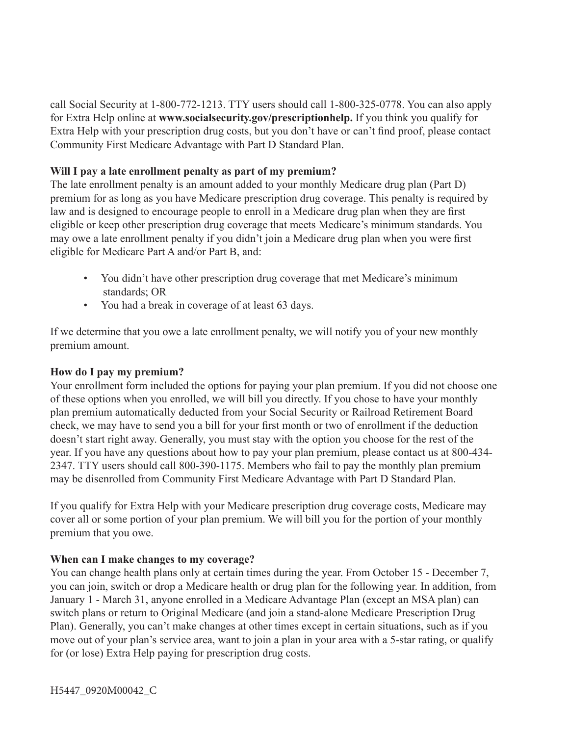call Social Security at 1-800-772-1213. TTY users should call 1-800-325-0778. You can also apply for Extra Help online at **www.socialsecurity.gov/prescriptionhelp.** If you think you qualify for Extra Help with your prescription drug costs, but you don't have or can't find proof, please contact Community First Medicare Advantage with Part D Standard Plan.

**Will I pay a late enrollment penalty as part of my premium?**

The late enrollment penalty is an amount added to your monthly Medicare drug plan (Part D) premium for as long as you have Medicare prescription drug coverage. This penalty is required by law and is designed to encourage people to enroll in a Medicare drug plan when they are first eligible or keep other prescription drug coverage that meets Medicare's minimum standards. You may owe a late enrollment penalty if you didn't join a Medicare drug plan when you were first eligible for Medicare Part A and/or Part B, and:

- You didn't have other prescription drug coverage that met Medicare's minimum standards; OR
- You had a break in coverage of at least 63 days.

If we determine that you owe a late enrollment penalty, we will notify you of your new monthly premium amount.

**How do I pay my premium?**

Your enrollment form included the options for paying your plan premium. If you did not choose one of these options when you enrolled, we will bill you directly. If you chose to have your monthly plan premium automatically deducted from your Social Security or Railroad Retirement Board check, we may have to send you a bill for your first month or two of enrollment if the deduction doesn't start right away. Generally, you must stay with the option you choose for the rest of the year. If you have any questions about how to pay your plan premium, please contact us at 800-434-2347. TTY users should call 800-390-1175. Members who fail to pay the monthly plan premium may be disenrolled from Community First Medicare Advantage with Part D Standard Plan.

If you qualify for Extra Help with your Medicare prescription drug coverage costs, Medicare may cover all or some portion of your plan premium. We will bill you for the portion of your monthly premium that you owe.

**When can I make changes to my coverage?**

You can change health plans only at certain times during the year. From October 15 - December 7, you can join, switch or drop a Medicare health or drug plan for the following year. In addition, from January 1 - March 31, anyone enrolled in a Medicare Advantage Plan (except an MSA plan) can switch plans or return to Original Medicare (and join a stand-alone Medicare Prescription Drug Plan). Generally, you can't make changes at other times except in certain situations, such as if you move out of your plan's service area, want to join a plan in your area with a 5-star rating, or qualify for (or lose) Extra Help paying for prescription drug costs.

H5447_0920M00042_C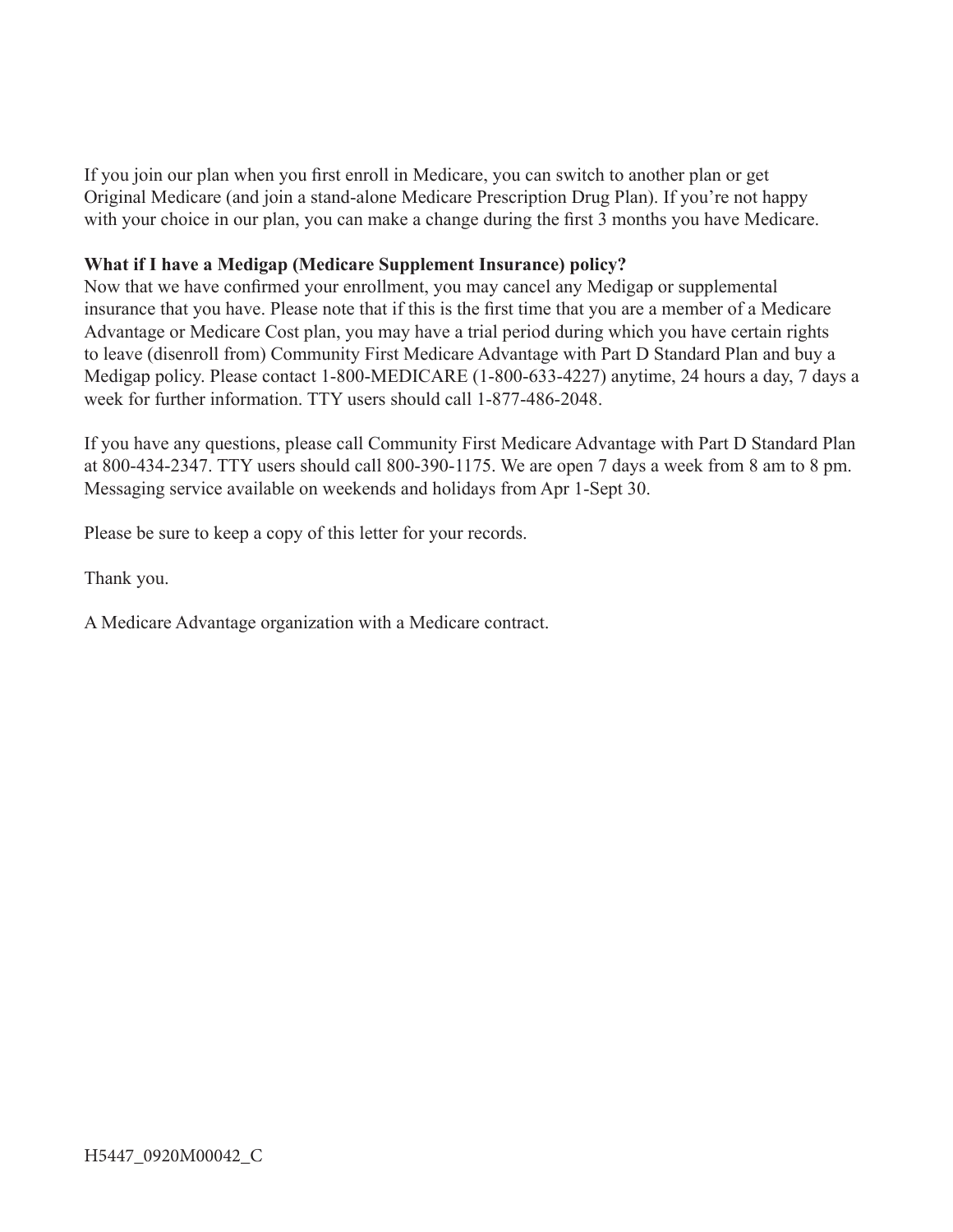If you join our plan when you first enroll in Medicare, you can switch to another plan or get Original Medicare (and join a stand-alone Medicare Prescription Drug Plan). If you're not happy with your choice in our plan, you can make a change during the first 3 months you have Medicare.

**What if I have a Medigap (Medicare Supplement Insurance) policy?**

Now that we have confirmed your enrollment, you may cancel any Medigap or supplemental insurance that you have. Please note that if this is the first time that you are a member of a Medicare Advantage or Medicare Cost plan, you may have a trial period during which you have certain rights to leave (disenroll from) Community First Medicare Advantage with Part D Standard Plan and buy a Medigap policy. Please contact 1-800-MEDICARE (1-800-633-4227) anytime, 24 hours a day, 7 days a week for further information. TTY users should call 1-877-486-2048.

If you have any questions, please call Community First Medicare Advantage with Part D Standard Plan at 800-434-2347. TTY users should call 800-390-1175. We are open 7 days a week from 8 am to 8 pm. Messaging service available on weekends and holidays from Apr 1-Sept 30.

Please be sure to keep a copy of this letter for your records.

Thank you.

A Medicare Advantage organization with a Medicare contract.

H5447_0920M00042_C